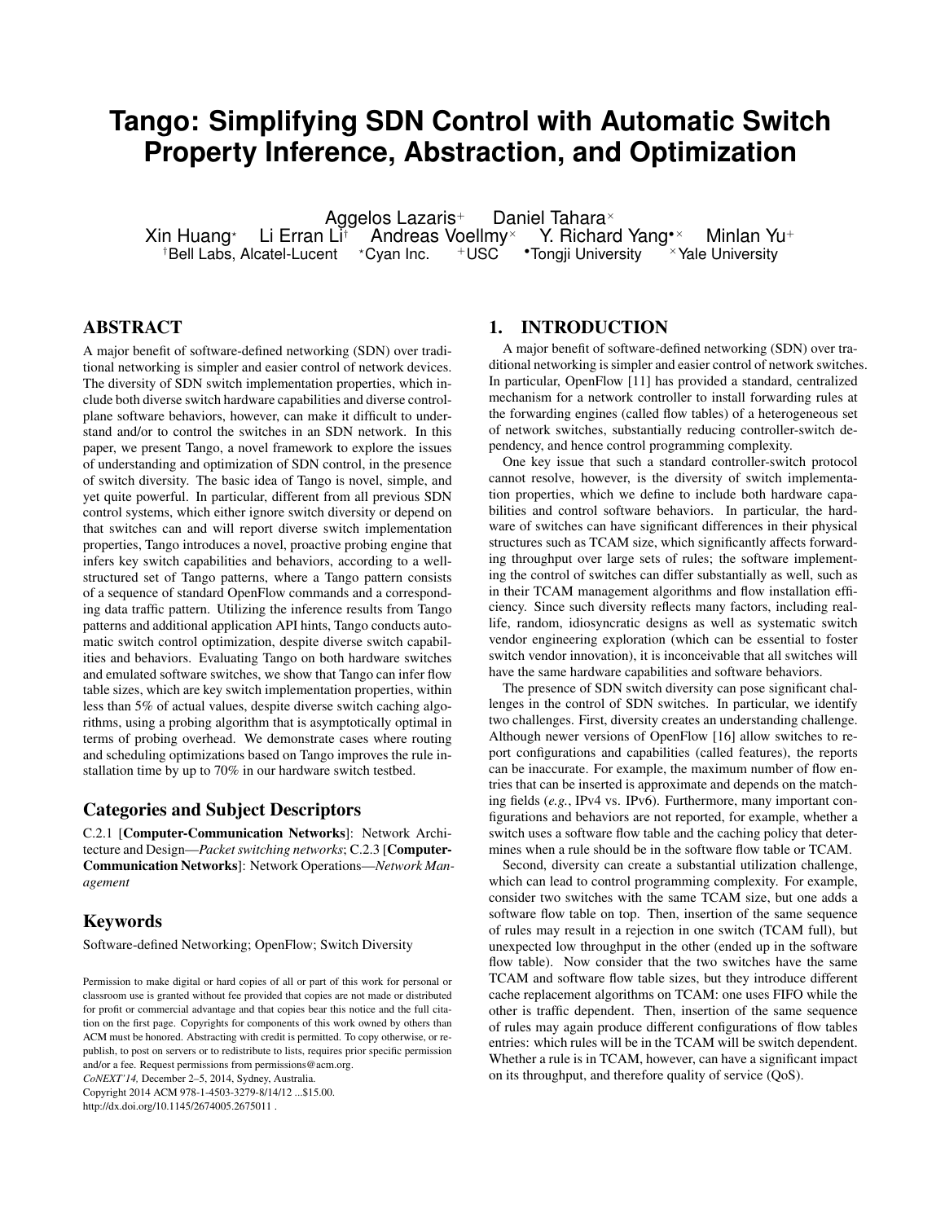# Tango: Simplifying SDN Control with Automatic Switch Property Inference, Abstraction, and Optimization

Aggelos Lazaris[+] Daniel Tahara[×]
Xin Huang[⋆] Li Erran Li[†] Andreas Voellmy[×] Y. Richard Yang[•×] Minlan Yu[+]
[†]Bell Labs, Alcatel-Lucent [⋆]Cyan Inc. [+]USC [•]Tongji University [×]Yale University

## ABSTRACT

A major benefit of software-defined networking (SDN) over traditional networking is simpler and easier control of network devices. The diversity of SDN switch implementation properties, which include both diverse switch hardware capabilities and diverse control-plane software behaviors, however, can make it difficult to understand and/or to control the switches in an SDN network. In this paper, we present Tango, a novel framework to explore the issues of understanding and optimization of SDN control, in the presence of switch diversity. The basic idea of Tango is novel, simple, and yet quite powerful. In particular, different from all previous SDN control systems, which either ignore switch diversity or depend on that switches can and will report diverse switch implementation properties, Tango introduces a novel, proactive probing engine that infers key switch capabilities and behaviors, according to a well-structured set of Tango patterns, where a Tango pattern consists of a sequence of standard OpenFlow commands and a corresponding data traffic pattern. Utilizing the inference results from Tango patterns and additional application API hints, Tango conducts automatic switch control optimization, despite diverse switch capabilities and behaviors. Evaluating Tango on both hardware switches and emulated software switches, we show that Tango can infer flow table sizes, which are key switch implementation properties, within less than 5% of actual values, despite diverse switch caching algorithms, using a probing algorithm that is asymptotically optimal in terms of probing overhead. We demonstrate cases where routing and scheduling optimizations based on Tango improves the rule installation time by up to 70% in our hardware switch testbed.

### Categories and Subject Descriptors

C.2.1 [**Computer-Communication Networks**]: Network Architecture and Design—*Packet switching networks*; C.2.3 [**Computer-Communication Networks**]: Network Operations—*Network Management*

### Keywords

Software-defined Networking; OpenFlow; Switch Diversity

Permission to make digital or hard copies of all or part of this work for personal or classroom use is granted without fee provided that copies are not made or distributed for profit or commercial advantage and that copies bear this notice and the full citation on the first page. Copyrights for components of this work owned by others than ACM must be honored. Abstracting with credit is permitted. To copy otherwise, or republish, to post on servers or to redistribute to lists, requires prior specific permission and/or a fee. Request permissions from permissions@acm.org.
*CoNEXT'14,* December 2–5, 2014, Sydney, Australia.
Copyright 2014 ACM 978-1-4503-3279-8/14/12 ...$15.00.
http://dx.doi.org/10.1145/2674005.2675011 .

## 1. INTRODUCTION

A major benefit of software-defined networking (SDN) over traditional networking is simpler and easier control of network switches. In particular, OpenFlow [11] has provided a standard, centralized mechanism for a network controller to install forwarding rules at the forwarding engines (called flow tables) of a heterogeneous set of network switches, substantially reducing controller-switch dependency, and hence control programming complexity.

One key issue that such a standard controller-switch protocol cannot resolve, however, is the diversity of switch implementation properties, which we define to include both hardware capabilities and control software behaviors. In particular, the hardware of switches can have significant differences in their physical structures such as TCAM size, which significantly affects forwarding throughput over large sets of rules; the software implementing the control of switches can differ substantially as well, such as in their TCAM management algorithms and flow installation efficiency. Since such diversity reflects many factors, including real-life, random, idiosyncratic designs as well as systematic switch vendor engineering exploration (which can be essential to foster switch vendor innovation), it is inconceivable that all switches will have the same hardware capabilities and software behaviors.

The presence of SDN switch diversity can pose significant challenges in the control of SDN switches. In particular, we identify two challenges. First, diversity creates an understanding challenge. Although newer versions of OpenFlow [16] allow switches to report configurations and capabilities (called features), the reports can be inaccurate. For example, the maximum number of flow entries that can be inserted is approximate and depends on the matching fields (*e.g.*, IPv4 vs. IPv6). Furthermore, many important configurations and behaviors are not reported, for example, whether a switch uses a software flow table and the caching policy that determines when a rule should be in the software flow table or TCAM.

Second, diversity can create a substantial utilization challenge, which can lead to control programming complexity. For example, consider two switches with the same TCAM size, but one adds a software flow table on top. Then, insertion of the same sequence of rules may result in a rejection in one switch (TCAM full), but unexpected low throughput in the other (ended up in the software flow table). Now consider that the two switches have the same TCAM and software flow table sizes, but they introduce different cache replacement algorithms on TCAM: one uses FIFO while the other is traffic dependent. Then, insertion of the same sequence of rules may again produce different configurations of flow tables entries: which rules will be in the TCAM will be switch dependent. Whether a rule is in TCAM, however, can have a significant impact on its throughput, and therefore quality of service (QoS).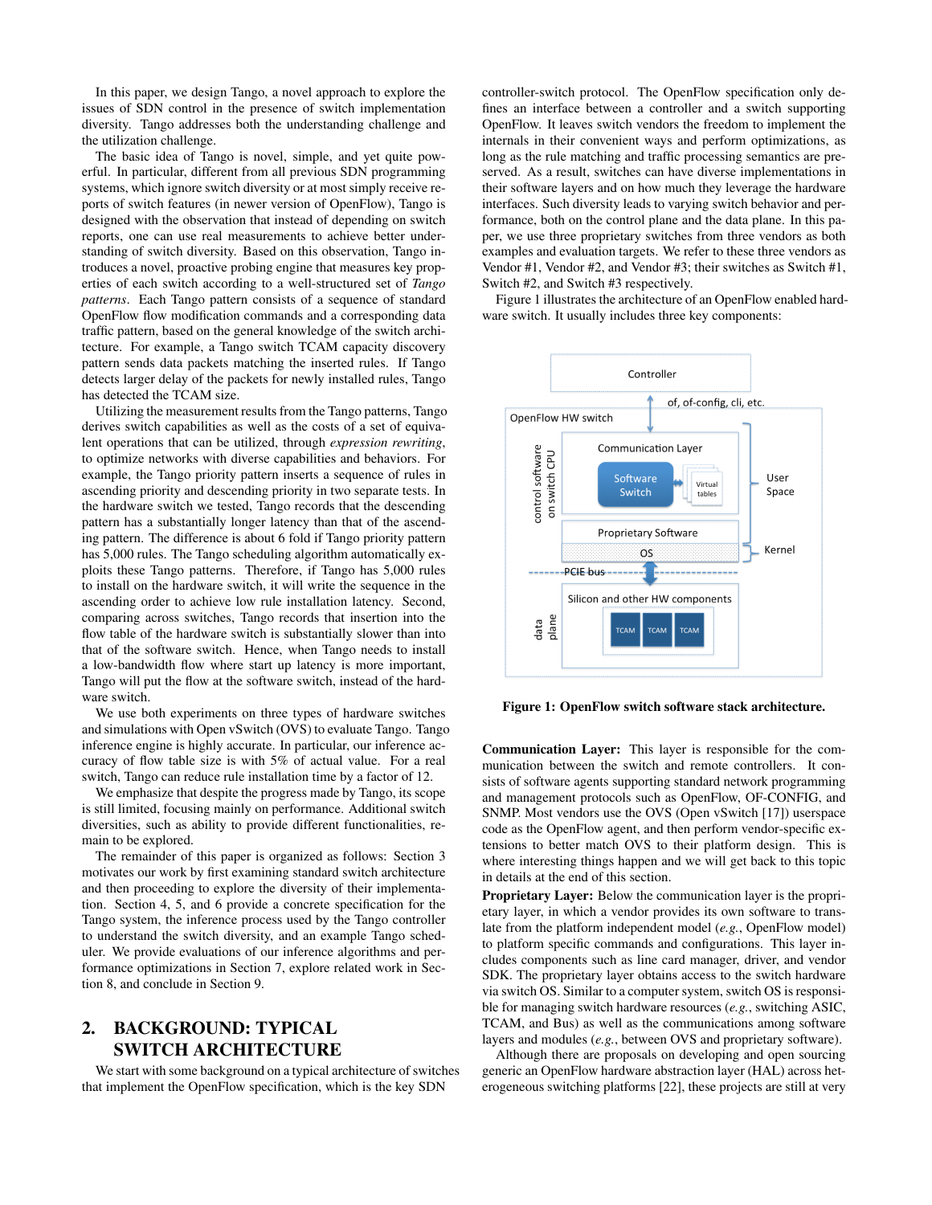In this paper, we design Tango, a novel approach to explore the issues of SDN control in the presence of switch implementation diversity. Tango addresses both the understanding challenge and the utilization challenge.

The basic idea of Tango is novel, simple, and yet quite powerful. In particular, different from all previous SDN programming systems, which ignore switch diversity or at most simply receive reports of switch features (in newer version of OpenFlow), Tango is designed with the observation that instead of depending on switch reports, one can use real measurements to achieve better understanding of switch diversity. Based on this observation, Tango introduces a novel, proactive probing engine that measures key properties of each switch according to a well-structured set of *Tango patterns*. Each Tango pattern consists of a sequence of standard OpenFlow flow modification commands and a corresponding data traffic pattern, based on the general knowledge of the switch architecture. For example, a Tango switch TCAM capacity discovery pattern sends data packets matching the inserted rules. If Tango detects larger delay of the packets for newly installed rules, Tango has detected the TCAM size.

Utilizing the measurement results from the Tango patterns, Tango derives switch capabilities as well as the costs of a set of equivalent operations that can be utilized, through *expression rewriting*, to optimize networks with diverse capabilities and behaviors. For example, the Tango priority pattern inserts a sequence of rules in ascending priority and descending priority in two separate tests. In the hardware switch we tested, Tango records that the descending pattern has a substantially longer latency than that of the ascending pattern. The difference is about 6 fold if Tango priority pattern has 5,000 rules. The Tango scheduling algorithm automatically exploits these Tango patterns. Therefore, if Tango has 5,000 rules to install on the hardware switch, it will write the sequence in the ascending order to achieve low rule installation latency. Second, comparing across switches, Tango records that insertion into the flow table of the hardware switch is substantially slower than into that of the software switch. Hence, when Tango needs to install a low-bandwidth flow where start up latency is more important, Tango will put the flow at the software switch, instead of the hardware switch.

We use both experiments on three types of hardware switches and simulations with Open vSwitch (OVS) to evaluate Tango. Tango inference engine is highly accurate. In particular, our inference accuracy of flow table size is with 5% of actual value. For a real switch, Tango can reduce rule installation time by a factor of 12.

We emphasize that despite the progress made by Tango, its scope is still limited, focusing mainly on performance. Additional switch diversities, such as ability to provide different functionalities, remain to be explored.

The remainder of this paper is organized as follows: Section 3 motivates our work by first examining standard switch architecture and then proceeding to explore the diversity of their implementation. Section 4, 5, and 6 provide a concrete specification for the Tango system, the inference process used by the Tango controller to understand the switch diversity, and an example Tango scheduler. We provide evaluations of our inference algorithms and performance optimizations in Section 7, explore related work in Section 8, and conclude in Section 9.

## 2. BACKGROUND: TYPICAL SWITCH ARCHITECTURE

We start with some background on a typical architecture of switches that implement the OpenFlow specification, which is the key SDN controller-switch protocol. The OpenFlow specification only defines an interface between a controller and a switch supporting OpenFlow. It leaves switch vendors the freedom to implement the internals in their convenient ways and perform optimizations, as long as the rule matching and traffic processing semantics are preserved. As a result, switches can have diverse implementations in their software layers and on how much they leverage the hardware interfaces. Such diversity leads to varying switch behavior and performance, both on the control plane and the data plane. In this paper, we use three proprietary switches from three vendors as both examples and evaluation targets. We refer to these three vendors as Vendor #1, Vendor #2, and Vendor #3; their switches as Switch #1, Switch #2, and Switch #3 respectively.

Figure 1 illustrates the architecture of an OpenFlow enabled hardware switch. It usually includes three key components:

**Figure 1: OpenFlow switch software stack architecture.**

**Communication Layer:** This layer is responsible for the communication between the switch and remote controllers. It consists of software agents supporting standard network programming and management protocols such as OpenFlow, OF-CONFIG, and SNMP. Most vendors use the OVS (Open vSwitch [17]) userspace code as the OpenFlow agent, and then perform vendor-specific extensions to better match OVS to their platform design. This is where interesting things happen and we will get back to this topic in details at the end of this section.

**Proprietary Layer:** Below the communication layer is the proprietary layer, in which a vendor provides its own software to translate from the platform independent model (*e.g.*, OpenFlow model) to platform specific commands and configurations. This layer includes components such as line card manager, driver, and vendor SDK. The proprietary layer obtains access to the switch hardware via switch OS. Similar to a computer system, switch OS is responsible for managing switch hardware resources (*e.g.*, switching ASIC, TCAM, and Bus) as well as the communications among software layers and modules (*e.g.*, between OVS and proprietary software).

Although there are proposals on developing and open sourcing generic an OpenFlow hardware abstraction layer (HAL) across heterogeneous switching platforms [22], these projects are still at very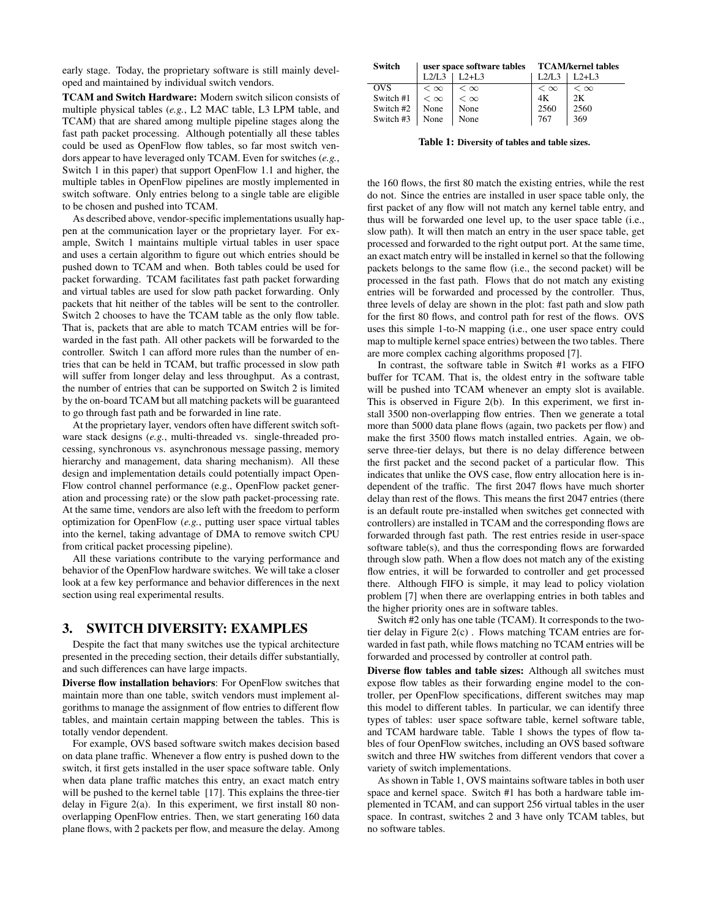early stage. Today, the proprietary software is still mainly developed and maintained by individual switch vendors.

**TCAM and Switch Hardware:** Modern switch silicon consists of multiple physical tables (*e.g.*, L2 MAC table, L3 LPM table, and TCAM) that are shared among multiple pipeline stages along the fast path packet processing. Although potentially all these tables could be used as OpenFlow flow tables, so far most switch vendors appear to have leveraged only TCAM. Even for switches (*e.g.*, Switch 1 in this paper) that support OpenFlow 1.1 and higher, the multiple tables in OpenFlow pipelines are mostly implemented in switch software. Only entries belong to a single table are eligible to be chosen and pushed into TCAM.

As described above, vendor-specific implementations usually happen at the communication layer or the proprietary layer. For example, Switch 1 maintains multiple virtual tables in user space and uses a certain algorithm to figure out which entries should be pushed down to TCAM and when. Both tables could be used for packet forwarding. TCAM facilitates fast path packet forwarding and virtual tables are used for slow path packet forwarding. Only packets that hit neither of the tables will be sent to the controller. Switch 2 chooses to have the TCAM table as the only flow table. That is, packets that are able to match TCAM entries will be forwarded in the fast path. All other packets will be forwarded to the controller. Switch 1 can afford more rules than the number of entries that can be held in TCAM, but traffic processed in slow path will suffer from longer delay and less throughput. As a contrast, the number of entries that can be supported on Switch 2 is limited by the on-board TCAM but all matching packets will be guaranteed to go through fast path and be forwarded in line rate.

At the proprietary layer, vendors often have different switch software stack designs (*e.g.*, multi-threaded vs. single-threaded processing, synchronous vs. asynchronous message passing, memory hierarchy and management, data sharing mechanism). All these design and implementation details could potentially impact OpenFlow control channel performance (e.g., OpenFlow packet generation and processing rate) or the slow path packet-processing rate. At the same time, vendors are also left with the freedom to perform optimization for OpenFlow (*e.g.*, putting user space virtual tables into the kernel, taking advantage of DMA to remove switch CPU from critical packet processing pipeline).

All these variations contribute to the varying performance and behavior of the OpenFlow hardware switches. We will take a closer look at a few key performance and behavior differences in the next section using real experimental results.

## 3. SWITCH DIVERSITY: EXAMPLES

Despite the fact that many switches use the typical architecture presented in the preceding section, their details differ substantially, and such differences can have large impacts.

**Diverse flow installation behaviors**: For OpenFlow switches that maintain more than one table, switch vendors must implement algorithms to manage the assignment of flow entries to different flow tables, and maintain certain mapping between the tables. This is totally vendor dependent.

For example, OVS based software switch makes decision based on data plane traffic. Whenever a flow entry is pushed down to the switch, it first gets installed in the user space software table. Only when data plane traffic matches this entry, an exact match entry will be pushed to the kernel table [17]. This explains the three-tier delay in Figure 2(a). In this experiment, we first install 80 non-overlapping OpenFlow entries. Then, we start generating 160 data plane flows, with 2 packets per flow, and measure the delay. Among the 160 flows, the first 80 match the existing entries, while the rest do not. Since the entries are installed in user space table only, the first packet of any flow will not match any kernel table entry, and thus will be forwarded one level up, to the user space table (i.e., slow path). It will then match an entry in the user space table, get processed and forwarded to the right output port. At the same time, an exact match entry will be installed in kernel so that the following packets belongs to the same flow (i.e., the second packet) will be processed in the fast path. Flows that do not match any existing entries will be forwarded and processed by the controller. Thus, three levels of delay are shown in the plot: fast path and slow path for the first 80 flows, and control path for rest of the flows. OVS uses this simple 1-to-N mapping (i.e., one user space entry could map to multiple kernel space entries) between the two tables. There are more complex caching algorithms proposed [7].

In contrast, the software table in Switch #1 works as a FIFO buffer for TCAM. That is, the oldest entry in the software table will be pushed into TCAM whenever an empty slot is available. This is observed in Figure 2(b). In this experiment, we first install 3500 non-overlapping flow entries. Then we generate a total more than 5000 data plane flows (again, two packets per flow) and make the first 3500 flows match installed entries. Again, we observe three-tier delays, but there is no delay difference between the first packet and the second packet of a particular flow. This indicates that unlike the OVS case, flow entry allocation here is independent of the traffic. The first 2047 flows have much shorter delay than rest of the flows. This means the first 2047 entries (there is an default route pre-installed when switches get connected with controllers) are installed in TCAM and the corresponding flows are forwarded through fast path. The rest entries reside in user-space software table(s), and thus the corresponding flows are forwarded through slow path. When a flow does not match any of the existing flow entries, it will be forwarded to controller and get processed there. Although FIFO is simple, it may lead to policy violation problem [7] when there are overlapping entries in both tables and the higher priority ones are in software tables.

Switch #2 only has one table (TCAM). It corresponds to the two-tier delay in Figure 2(c) . Flows matching TCAM entries are forwarded in fast path, while flows matching no TCAM entries will be forwarded and processed by controller at control path.

**Diverse flow tables and table sizes:** Although all switches must expose flow tables as their forwarding engine model to the controller, per OpenFlow specifications, different switches may map this model to different tables. In particular, we can identify three types of tables: user space software table, kernel software table, and TCAM hardware table. Table 1 shows the types of flow tables of four OpenFlow switches, including an OVS based software switch and three HW switches from different vendors that cover a variety of switch implementations.

| Switch | user space software tables | | TCAM/kernel tables | |
|---|---|---|---|---|
| | L2/L3 | L2+L3 | L2/L3 | L2+L3 |
| OVS | $< \infty$ | $< \infty$ | $< \infty$ | $< \infty$ |
| Switch #1 | $< \infty$ | $< \infty$ | 4K | 2K |
| Switch #2 | None | None | 2560 | 2560 |
| Switch #3 | None | None | 767 | 369 |

**Table 1: Diversity of tables and table sizes.**

As shown in Table 1, OVS maintains software tables in both user space and kernel space. Switch #1 has both a hardware table implemented in TCAM, and can support 256 virtual tables in the user space. In contrast, switches 2 and 3 have only TCAM tables, but no software tables.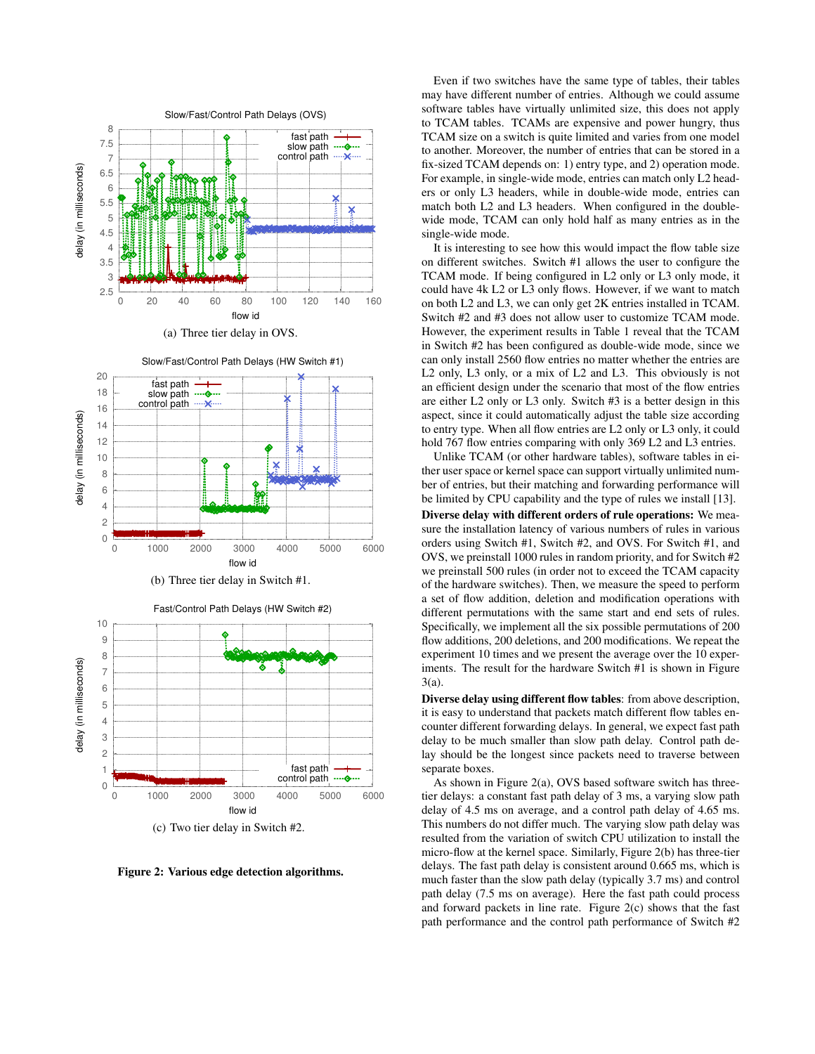(a) Three tier delay in OVS.

(b) Three tier delay in Switch #1.

(c) Two tier delay in Switch #2.

**Figure 2: Various edge detection algorithms.**

Even if two switches have the same type of tables, their tables may have different number of entries. Although we could assume software tables have virtually unlimited size, this does not apply to TCAM tables. TCAMs are expensive and power hungry, thus TCAM size on a switch is quite limited and varies from one model to another. Moreover, the number of entries that can be stored in a fix-sized TCAM depends on: 1) entry type, and 2) operation mode. For example, in single-wide mode, entries can match only L2 headers or only L3 headers, while in double-wide mode, entries can match both L2 and L3 headers. When configured in the double-wide mode, TCAM can only hold half as many entries as in the single-wide mode.

It is interesting to see how this would impact the flow table size on different switches. Switch #1 allows the user to configure the TCAM mode. If being configured in L2 only or L3 only mode, it could have 4k L2 or L3 only flows. However, if we want to match on both L2 and L3, we can only get 2K entries installed in TCAM. Switch #2 and #3 does not allow user to customize TCAM mode. However, the experiment results in Table 1 reveal that the TCAM in Switch #2 has been configured as double-wide mode, since we can only install 2560 flow entries no matter whether the entries are L2 only, L3 only, or a mix of L2 and L3. This obviously is not an efficient design under the scenario that most of the flow entries are either L2 only or L3 only. Switch #3 is a better design in this aspect, since it could automatically adjust the table size according to entry type. When all flow entries are L2 only or L3 only, it could hold 767 flow entries comparing with only 369 L2 and L3 entries.

Unlike TCAM (or other hardware tables), software tables in either user space or kernel space can support virtually unlimited number of entries, but their matching and forwarding performance will be limited by CPU capability and the type of rules we install [13].

**Diverse delay with different orders of rule operations:** We measure the installation latency of various numbers of rules in various orders using Switch #1, Switch #2, and OVS. For Switch #1, and OVS, we preinstall 1000 rules in random priority, and for Switch #2 we preinstall 500 rules (in order not to exceed the TCAM capacity of the hardware switches). Then, we measure the speed to perform a set of flow addition, deletion and modification operations with different permutations with the same start and end sets of rules. Specifically, we implement all the six possible permutations of 200 flow additions, 200 deletions, and 200 modifications. We repeat the experiment 10 times and we present the average over the 10 experiments. The result for the hardware Switch #1 is shown in Figure 3(a).

**Diverse delay using different flow tables**: from above description, it is easy to understand that packets match different flow tables encounter different forwarding delays. In general, we expect fast path delay to be much smaller than slow path delay. Control path delay should be the longest since packets need to traverse between separate boxes.

As shown in Figure 2(a), OVS based software switch has three-tier delays: a constant fast path delay of 3 ms, a varying slow path delay of 4.5 ms on average, and a control path delay of 4.65 ms. This numbers do not differ much. The varying slow path delay was resulted from the variation of switch CPU utilization to install the micro-flow at the kernel space. Similarly, Figure 2(b) has three-tier delays. The fast path delay is consistent around 0.665 ms, which is much faster than the slow path delay (typically 3.7 ms) and control path delay (7.5 ms on average). Here the fast path could process and forward packets in line rate. Figure 2(c) shows that the fast path performance and the control path performance of Switch #2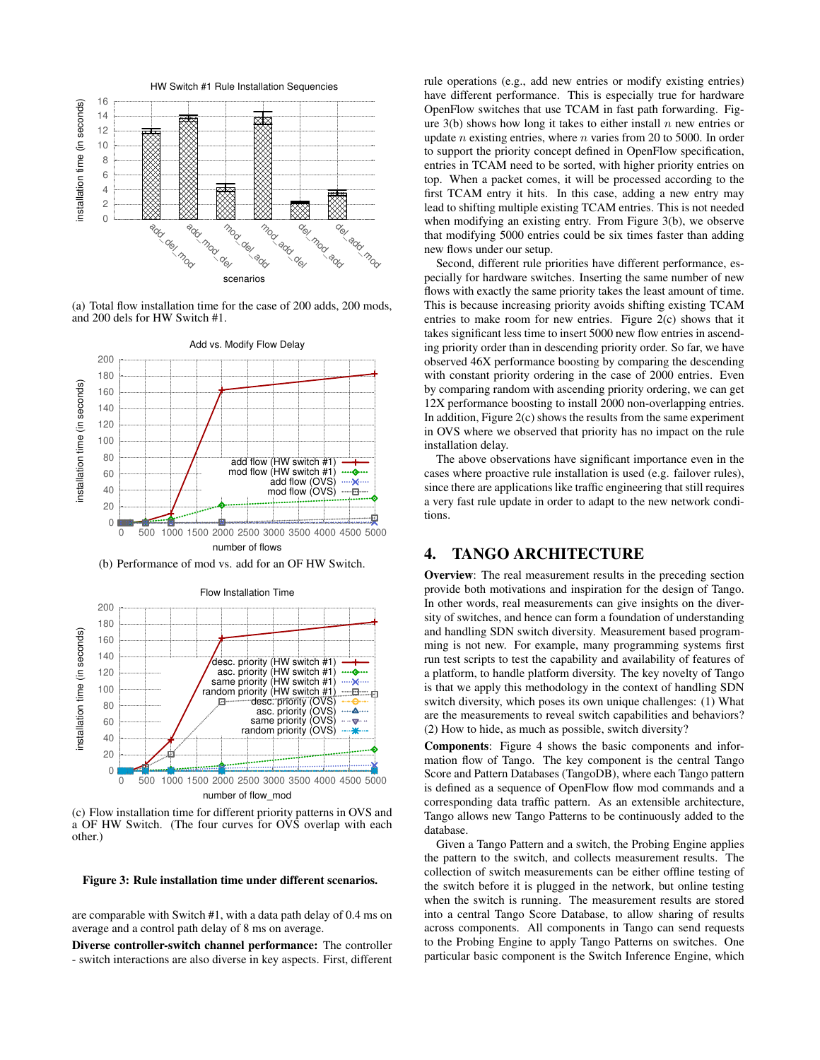(a) Total flow installation time for the case of 200 adds, 200 mods, and 200 dels for HW Switch #1.

(b) Performance of mod vs. add for an OF HW Switch.

(c) Flow installation time for different priority patterns in OVS and a OF HW Switch. (The four curves for OVS overlap with each other.)

**Figure 3: Rule installation time under different scenarios.**

are comparable with Switch #1, with a data path delay of 0.4 ms on average and a control path delay of 8 ms on average.

**Diverse controller-switch channel performance:** The controller - switch interactions are also diverse in key aspects. First, different rule operations (e.g., add new entries or modify existing entries) have different performance. This is especially true for hardware OpenFlow switches that use TCAM in fast path forwarding. Figure 3(b) shows how long it takes to either install $n$ new entries or update $n$ existing entries, where $n$ varies from 20 to 5000. In order to support the priority concept defined in OpenFlow specification, entries in TCAM need to be sorted, with higher priority entries on top. When a packet comes, it will be processed according to the first TCAM entry it hits. In this case, adding a new entry may lead to shifting multiple existing TCAM entries. This is not needed when modifying an existing entry. From Figure 3(b), we observe that modifying 5000 entries could be six times faster than adding new flows under our setup.

Second, different rule priorities have different performance, especially for hardware switches. Inserting the same number of new flows with exactly the same priority takes the least amount of time. This is because increasing priority avoids shifting existing TCAM entries to make room for new entries. Figure 2(c) shows that it takes significant less time to insert 5000 new flow entries in ascending priority order than in descending priority order. So far, we have observed 46X performance boosting by comparing the descending with constant priority ordering in the case of 2000 entries. Even by comparing random with ascending priority ordering, we can get 12X performance boosting to install 2000 non-overlapping entries. In addition, Figure 2(c) shows the results from the same experiment in OVS where we observed that priority has no impact on the rule installation delay.

The above observations have significant importance even in the cases where proactive rule installation is used (e.g. failover rules), since there are applications like traffic engineering that still requires a very fast rule update in order to adapt to the new network conditions.

## 4. TANGO ARCHITECTURE

**Overview**: The real measurement results in the preceding section provide both motivations and inspiration for the design of Tango. In other words, real measurements can give insights on the diversity of switches, and hence can form a foundation of understanding and handling SDN switch diversity. Measurement based programming is not new. For example, many programming systems first run test scripts to test the capability and availability of features of a platform, to handle platform diversity. The key novelty of Tango is that we apply this methodology in the context of handling SDN switch diversity, which poses its own unique challenges: (1) What are the measurements to reveal switch capabilities and behaviors? (2) How to hide, as much as possible, switch diversity?

**Components**: Figure 4 shows the basic components and information flow of Tango. The key component is the central Tango Score and Pattern Databases (TangoDB), where each Tango pattern is defined as a sequence of OpenFlow flow mod commands and a corresponding data traffic pattern. As an extensible architecture, Tango allows new Tango Patterns to be continuously added to the database.

Given a Tango Pattern and a switch, the Probing Engine applies the pattern to the switch, and collects measurement results. The collection of switch measurements can be either offline testing of the switch before it is plugged in the network, but online testing when the switch is running. The measurement results are stored into a central Tango Score Database, to allow sharing of results across components. All components in Tango can send requests to the Probing Engine to apply Tango Patterns on switches. One particular basic component is the Switch Inference Engine, which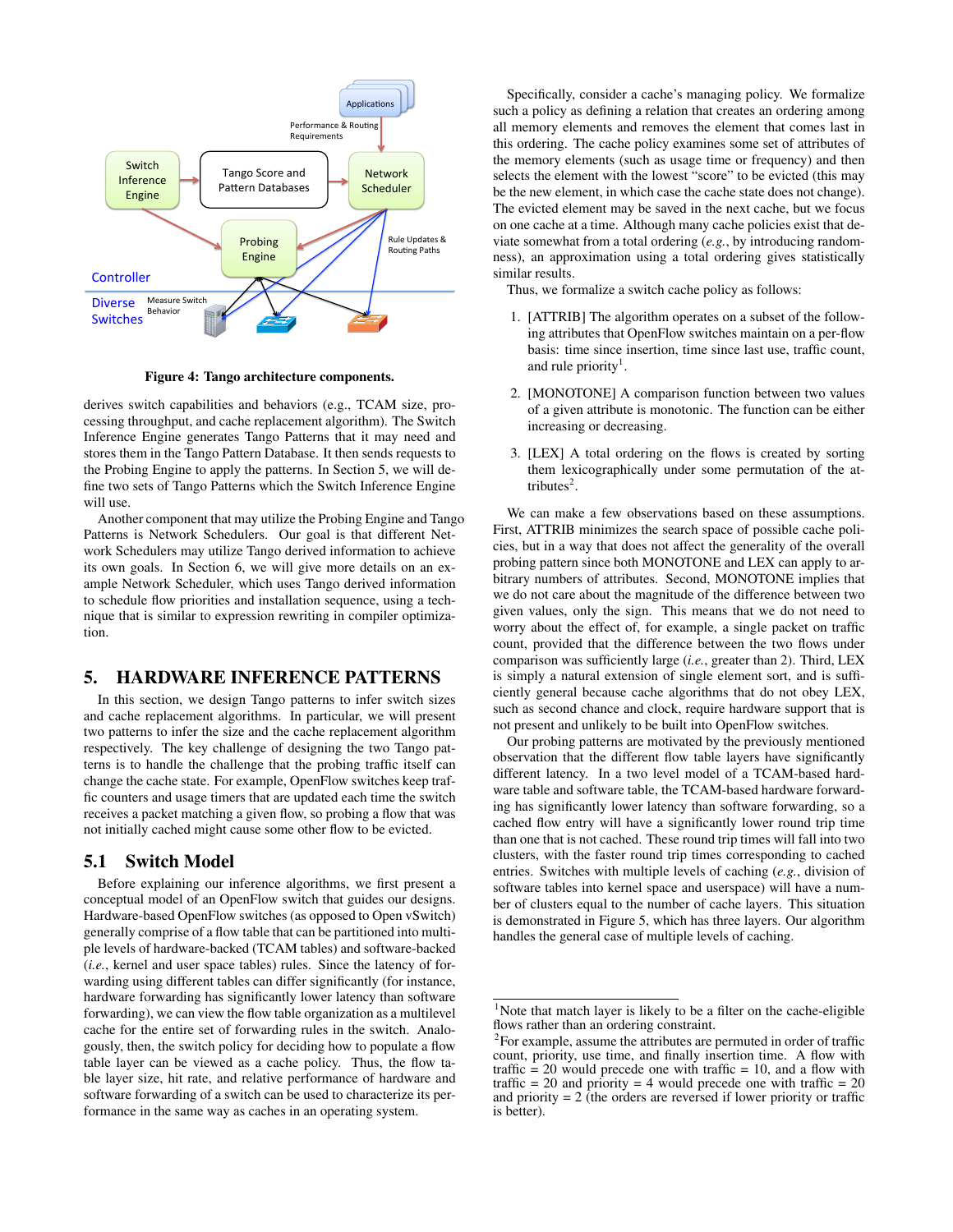Figure 4: Tango architecture components.

derives switch capabilities and behaviors (e.g., TCAM size, processing throughput, and cache replacement algorithm). The Switch Inference Engine generates Tango Patterns that it may need and stores them in the Tango Pattern Database. It then sends requests to the Probing Engine to apply the patterns. In Section 5, we will define two sets of Tango Patterns which the Switch Inference Engine will use.

Another component that may utilize the Probing Engine and Tango Patterns is Network Schedulers. Our goal is that different Network Schedulers may utilize Tango derived information to achieve its own goals. In Section 6, we will give more details on an example Network Scheduler, which uses Tango derived information to schedule flow priorities and installation sequence, using a technique that is similar to expression rewriting in compiler optimization.

# 5. HARDWARE INFERENCE PATTERNS

In this section, we design Tango patterns to infer switch sizes and cache replacement algorithms. In particular, we will present two patterns to infer the size and the cache replacement algorithm respectively. The key challenge of designing the two Tango patterns is to handle the challenge that the probing traffic itself can change the cache state. For example, OpenFlow switches keep traffic counters and usage timers that are updated each time the switch receives a packet matching a given flow, so probing a flow that was not initially cached might cause some other flow to be evicted.

## 5.1 Switch Model

Before explaining our inference algorithms, we first present a conceptual model of an OpenFlow switch that guides our designs. Hardware-based OpenFlow switches (as opposed to Open vSwitch) generally comprise of a flow table that can be partitioned into multiple levels of hardware-backed (TCAM tables) and software-backed (*i.e.*, kernel and user space tables) rules. Since the latency of forwarding using different tables can differ significantly (for instance, hardware forwarding has significantly lower latency than software forwarding), we can view the flow table organization as a multilevel cache for the entire set of forwarding rules in the switch. Analogously, then, the switch policy for deciding how to populate a flow table layer can be viewed as a cache policy. Thus, the flow table layer size, hit rate, and relative performance of hardware and software forwarding of a switch can be used to characterize its performance in the same way as caches in an operating system.

Specifically, consider a cache's managing policy. We formalize such a policy as defining a relation that creates an ordering among all memory elements and removes the element that comes last in this ordering. The cache policy examines some set of attributes of the memory elements (such as usage time or frequency) and then selects the element with the lowest "score" to be evicted (this may be the new element, in which case the cache state does not change). The evicted element may be saved in the next cache, but we focus on one cache at a time. Although many cache policies exist that deviate somewhat from a total ordering (*e.g.*, by introducing randomness), an approximation using a total ordering gives statistically similar results.

Thus, we formalize a switch cache policy as follows:

1. [ATTRIB] The algorithm operates on a subset of the following attributes that OpenFlow switches maintain on a per-flow basis: time since insertion, time since last use, traffic count, and rule priority[1].
2. [MONOTONE] A comparison function between two values of a given attribute is monotonic. The function can be either increasing or decreasing.
3. [LEX] A total ordering on the flows is created by sorting them lexicographically under some permutation of the attributes[2].

We can make a few observations based on these assumptions. First, ATTRIB minimizes the search space of possible cache policies, but in a way that does not affect the generality of the overall probing pattern since both MONOTONE and LEX can apply to arbitrary numbers of attributes. Second, MONOTONE implies that we do not care about the magnitude of the difference between two given values, only the sign. This means that we do not need to worry about the effect of, for example, a single packet on traffic count, provided that the difference between the two flows under comparison was sufficiently large (*i.e.*, greater than 2). Third, LEX is simply a natural extension of single element sort, and is sufficiently general because cache algorithms that do not obey LEX, such as second chance and clock, require hardware support that is not present and unlikely to be built into OpenFlow switches.

Our probing patterns are motivated by the previously mentioned observation that the different flow table layers have significantly different latency. In a two level model of a TCAM-based hardware table and software table, the TCAM-based hardware forwarding has significantly lower latency than software forwarding, so a cached flow entry will have a significantly lower round trip time than one that is not cached. These round trip times will fall into two clusters, with the faster round trip times corresponding to cached entries. Switches with multiple levels of caching (*e.g.*, division of software tables into kernel space and userspace) will have a number of clusters equal to the number of cache layers. This situation is demonstrated in Figure 5, which has three layers. Our algorithm handles the general case of multiple levels of caching.

---

[1] Note that match layer is likely to be a filter on the cache-eligible flows rather than an ordering constraint.

[2] For example, assume the attributes are permuted in order of traffic count, priority, use time, and finally insertion time. A flow with traffic = 20 would precede one with traffic = 10, and a flow with traffic = 20 and priority = 4 would precede one with traffic = 20 and priority = 2 (the orders are reversed if lower priority or traffic is better).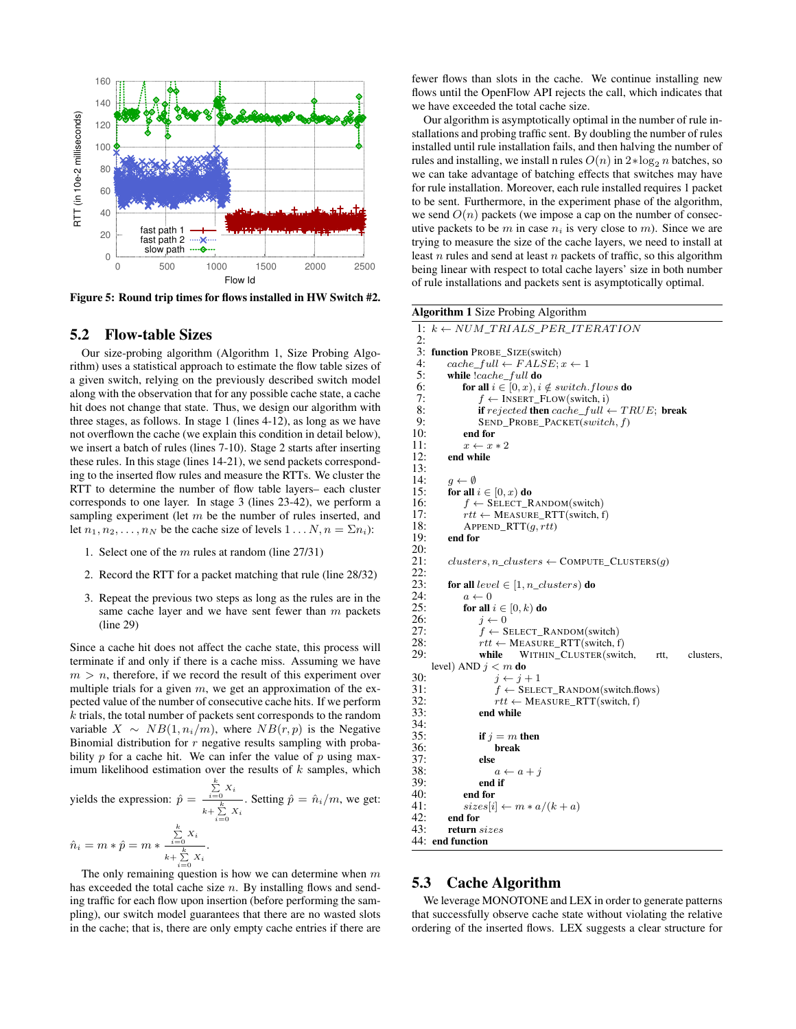Figure 5: Round trip times for flows installed in HW Switch #2.

## 5.2 Flow-table Sizes

Our size-probing algorithm (Algorithm 1, Size Probing Algorithm) uses a statistical approach to estimate the flow table sizes of a given switch, relying on the previously described switch model along with the observation that for any possible cache state, a cache hit does not change that state. Thus, we design our algorithm with three stages, as follows. In stage 1 (lines 4-12), as long as we have not overflown the cache (we explain this condition in detail below), we insert a batch of rules (lines 7-10). Stage 2 starts after inserting these rules. In this stage (lines 14-21), we send packets corresponding to the inserted flow rules and measure the RTTs. We cluster the RTT to determine the number of flow table layers– each cluster corresponds to one layer. In stage 3 (lines 23-42), we perform a sampling experiment (let $m$ be the number of rules inserted, and let $n_1, n_2, \ldots, n_N$ be the cache size of levels $1 \ldots N, n = \Sigma n_i$):

1. Select one of the $m$ rules at random (line 27/31)
2. Record the RTT for a packet matching that rule (line 28/32)
3. Repeat the previous two steps as long as the rules are in the same cache layer and we have sent fewer than $m$ packets (line 29)

Since a cache hit does not affect the cache state, this process will terminate if and only if there is a cache miss. Assuming we have $m > n$, therefore, if we record the result of this experiment over multiple trials for a given $m$, we get an approximation of the expected value of the number of consecutive cache hits. If we perform $k$ trials, the total number of packets sent corresponds to the random variable $X \sim NB(1, n_i/m)$, where $NB(r, p)$ is the Negative Binomial distribution for $r$ negative results sampling with probability $p$ for a cache hit. We can infer the value of $p$ using maximum likelihood estimation over the results of $k$ samples, which yields the expression: $\hat{p} = \frac{\sum_{i=0}^{k} X_i}{k + \sum_{i=0}^{k} X_i}$. Setting $\hat{p} = \hat{n}_i/m$, we get: $\hat{n}_i = m * \hat{p} = m * \frac{\sum_{i=0}^{k} X_i}{k + \sum_{i=0}^{k} X_i}$.

The only remaining question is how we can determine when $m$ has exceeded the total cache size $n$. By installing flows and sending traffic for each flow upon insertion (before performing the sampling), our switch model guarantees that there are no wasted slots in the cache; that is, there are only empty cache entries if there are fewer flows than slots in the cache. We continue installing new flows until the OpenFlow API rejects the call, which indicates that we have exceeded the total cache size.

Our algorithm is asymptotically optimal in the number of rule installations and probing traffic sent. By doubling the number of rules installed until rule installation fails, and then halving the number of rules and installing, we install n rules $O(n)$ in $2 * \log_2 n$ batches, so we can take advantage of batching effects that switches may have for rule installation. Moreover, each rule installed requires 1 packet to be sent. Furthermore, in the experiment phase of the algorithm, we send $O(n)$ packets (we impose a cap on the number of consecutive packets to be $m$ in case $n_i$ is very close to $m$). Since we are trying to measure the size of the cache layers, we need to install at least $n$ rules and send at least $n$ packets of traffic, so this algorithm being linear with respect to total cache layers' size in both number of rule installations and packets sent is asymptotically optimal.

**Algorithm 1** Size Probing Algorithm

```
1:  k ← NUM_TRIALS_PER_ITERATION
2:
3:  function PROBE_SIZE(switch)
4:      cache_full ← FALSE; x ← 1
5:      while !cache_full do
6:          for all i ∈ [0, x), i ∉ switch.flows do
7:              f ← INSERT_FLOW(switch, i)
8:              if rejected then cache_full ← TRUE; break
9:              SEND_PROBE_PACKET(switch, f)
10:         end for
11:         x ← x * 2
12:     end while
13:
14:     g ← ∅
15:     for all i ∈ [0, x) do
16:         f ← SELECT_RANDOM(switch)
17:         rtt ← MEASURE_RTT(switch, f)
18:         APPEND_RTT(g, rtt)
19:     end for
20:
21:     clusters, n_clusters ← COMPUTE_CLUSTERS(g)
22:
23:     for all level ∈ [1, n_clusters) do
24:         a ← 0
25:         for all i ∈ [0, k) do
26:             j ← 0
27:             f ← SELECT_RANDOM(switch)
28:             rtt ← MEASURE_RTT(switch, f)
29:             while WITHIN_CLUSTER(switch, rtt, clusters, level) AND j < m do
30:                 j ← j + 1
31:                 f ← SELECT_RANDOM(switch.flows)
32:                 rtt ← MEASURE_RTT(switch, f)
33:             end while
34:
35:             if j = m then
36:                 break
37:             else
38:                 a ← a + j
39:             end if
40:         end for
41:         sizes[i] ← m * a/(k + a)
42:     end for
43:     return sizes
44: end function
```

## 5.3 Cache Algorithm

We leverage MONOTONE and LEX in order to generate patterns that successfully observe cache state without violating the relative ordering of the inserted flows. LEX suggests a clear structure for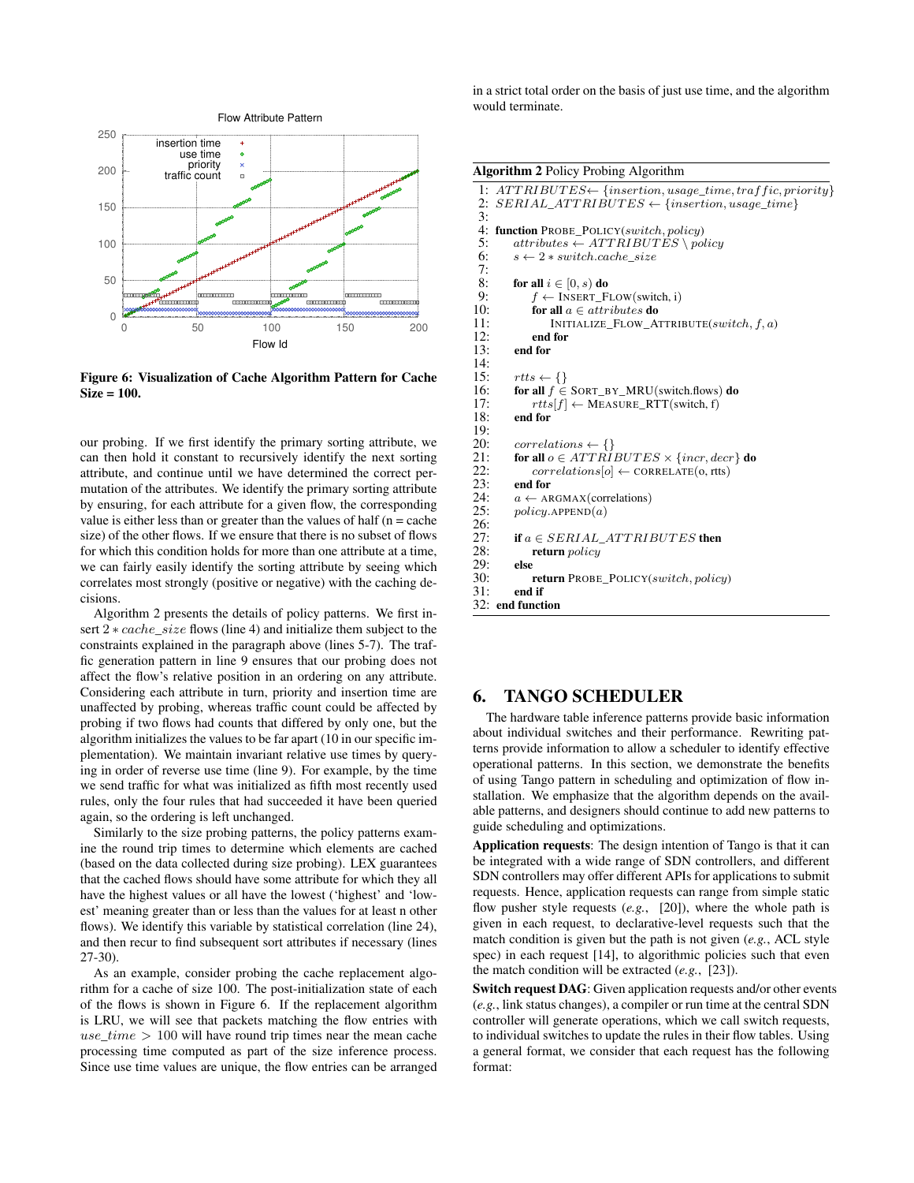Figure 6: Visualization of Cache Algorithm Pattern for Cache Size = 100.

our probing. If we first identify the primary sorting attribute, we can then hold it constant to recursively identify the next sorting attribute, and continue until we have determined the correct permutation of the attributes. We identify the primary sorting attribute by ensuring, for each attribute for a given flow, the corresponding value is either less than or greater than the values of half (n = cache size) of the other flows. If we ensure that there is no subset of flows for which this condition holds for more than one attribute at a time, we can fairly easily identify the sorting attribute by seeing which correlates most strongly (positive or negative) with the caching decisions.

Algorithm 2 presents the details of policy patterns. We first insert $2 * cache\_size$ flows (line 4) and initialize them subject to the constraints explained in the paragraph above (lines 5-7). The traffic generation pattern in line 9 ensures that our probing does not affect the flow's relative position in an ordering on any attribute. Considering each attribute in turn, priority and insertion time are unaffected by probing, whereas traffic count could be affected by probing if two flows had counts that differed by only one, but the algorithm initializes the values to be far apart (10 in our specific implementation). We maintain invariant relative use times by querying in order of reverse use time (line 9). For example, by the time we send traffic for what was initialized as fifth most recently used rules, only the four rules that had succeeded it have been queried again, so the ordering is left unchanged.

Similarly to the size probing patterns, the policy patterns examine the round trip times to determine which elements are cached (based on the data collected during size probing). LEX guarantees that the cached flows should have some attribute for which they all have the highest values or all have the lowest ('highest' and 'lowest' meaning greater than or less than the values for at least n other flows). We identify this variable by statistical correlation (line 24), and then recur to find subsequent sort attributes if necessary (lines 27-30).

As an example, consider probing the cache replacement algorithm for a cache of size 100. The post-initialization state of each of the flows is shown in Figure 6. If the replacement algorithm is LRU, we will see that packets matching the flow entries with $use\_time > 100$ will have round trip times near the mean cache processing time computed as part of the size inference process. Since use time values are unique, the flow entries can be arranged in a strict total order on the basis of just use time, and the algorithm would terminate.

**Algorithm 2** Policy Probing Algorithm

```
1:  ATTRIBUTES ← {insertion, usage_time, traffic, priority}
2:  SERIAL_ATTRIBUTES ← {insertion, usage_time}
3:
4:  function PROBE_POLICY(switch, policy)
5:      attributes ← ATTRIBUTES \ policy
6:      s ← 2 * switch.cache_size
7:
8:      for all i ∈ [0, s) do
9:          f ← INSERT_FLOW(switch, i)
10:         for all a ∈ attributes do
11:             INITIALIZE_FLOW_ATTRIBUTE(switch, f, a)
12:         end for
13:     end for
14:
15:     rtts ← {}
16:     for all f ∈ SORT_BY_MRU(switch.flows) do
17:         rtts[f] ← MEASURE_RTT(switch, f)
18:     end for
19:
20:     correlations ← {}
21:     for all o ∈ ATTRIBUTES × {incr, decr} do
22:         correlations[o] ← CORRELATE(o, rtts)
23:     end for
24:     a ← ARGMAX(correlations)
25:     policy.APPEND(a)
26:
27:     if a ∈ SERIAL_ATTRIBUTES then
28:         return policy
29:     else
30:         return PROBE_POLICY(switch, policy)
31:     end if
32: end function
```

## 6. TANGO SCHEDULER

The hardware table inference patterns provide basic information about individual switches and their performance. Rewriting patterns provide information to allow a scheduler to identify effective operational patterns. In this section, we demonstrate the benefits of using Tango pattern in scheduling and optimization of flow installation. We emphasize that the algorithm depends on the available patterns, and designers should continue to add new patterns to guide scheduling and optimizations.

**Application requests**: The design intention of Tango is that it can be integrated with a wide range of SDN controllers, and different SDN controllers may offer different APIs for applications to submit requests. Hence, application requests can range from simple static flow pusher style requests (*e.g.*, [20]), where the whole path is given in each request, to declarative-level requests such that the match condition is given but the path is not given (*e.g.*, ACL style spec) in each request [14], to algorithmic policies such that even the match condition will be extracted (*e.g.*, [23]).

**Switch request DAG**: Given application requests and/or other events (*e.g.*, link status changes), a compiler or run time at the central SDN controller will generate operations, which we call switch requests, to individual switches to update the rules in their flow tables. Using a general format, we consider that each request has the following format: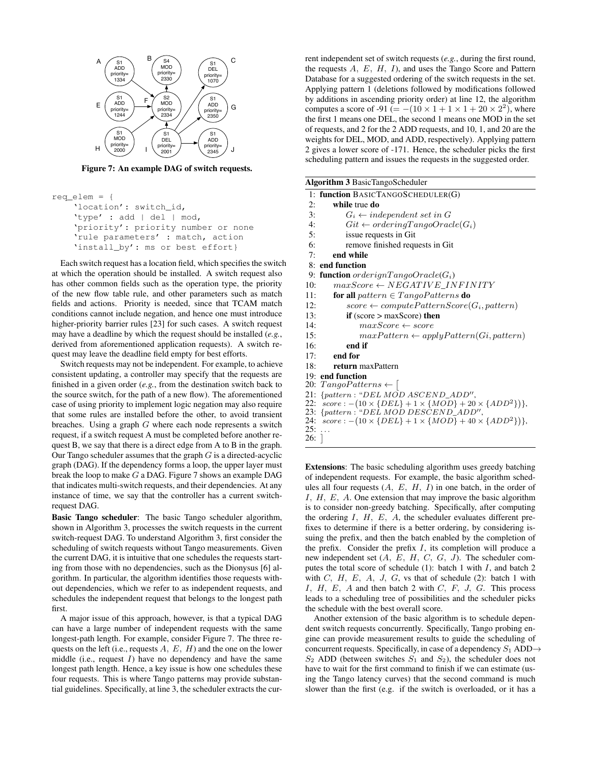Figure 7: An example DAG of switch requests.

```
req_elem = {
    'location': switch_id,
    'type' : add | del | mod,
    'priority': priority number or none
    'rule parameters' : match, action
    'install_by': ms or best effort}
```

Each switch request has a location field, which specifies the switch at which the operation should be installed. A switch request also has other common fields such as the operation type, the priority of the new flow table rule, and other parameters such as match fields and actions. Priority is needed, since that TCAM match conditions cannot include negation, and hence one must introduce higher-priority barrier rules [23] for such cases. A switch request may have a deadline by which the request should be installed (*e.g.*, derived from aforementioned application requests). A switch request may leave the deadline field empty for best efforts.

Switch requests may not be independent. For example, to achieve consistent updating, a controller may specify that the requests are finished in a given order (*e.g.*, from the destination switch back to the source switch, for the path of a new flow). The aforementioned case of using priority to implement logic negation may also require that some rules are installed before the other, to avoid transient breaches. Using a graph $G$ where each node represents a switch request, if a switch request A must be completed before another request B, we say that there is a direct edge from A to B in the graph. Our Tango scheduler assumes that the graph $G$ is a directed-acyclic graph (DAG). If the dependency forms a loop, the upper layer must break the loop to make $G$ a DAG. Figure 7 shows an example DAG that indicates multi-switch requests, and their dependencies. At any instance of time, we say that the controller has a current switch-request DAG.

**Basic Tango scheduler**: The basic Tango scheduler algorithm, shown in Algorithm 3, processes the switch requests in the current switch-request DAG. To understand Algorithm 3, first consider the scheduling of switch requests without Tango measurements. Given the current DAG, it is intuitive that one schedules the requests starting from those with no dependencies, such as the Dionysus [6] algorithm. In particular, the algorithm identifies those requests without dependencies, which we refer to as independent requests, and schedules the independent request that belongs to the longest path first.

A major issue of this approach, however, is that a typical DAG can have a large number of independent requests with the same longest-path length. For example, consider Figure 7. The three requests on the left (i.e., requests $A$, $E$, $H$) and the one on the lower middle (i.e., request $I$) have no dependency and have the same longest path length. Hence, a key issue is how one schedules these four requests. This is where Tango patterns may provide substantial guidelines. Specifically, at line 3, the scheduler extracts the current independent set of switch requests (*e.g.*, during the first round, the requests $A$, $E$, $H$, $I$), and uses the Tango Score and Pattern Database for a suggested ordering of the switch requests in the set. Applying pattern 1 (deletions followed by modifications followed by additions in ascending priority order) at line 12, the algorithm computes a score of -91 ($= -(10 \times 1 + 1 \times 1 + 20 \times 2^2)$, where the first 1 means one DEL, the second 1 means one MOD in the set of requests, and 2 for the 2 ADD requests, and 10, 1, and 20 are the weights for DEL, MOD, and ADD, respectively). Applying pattern 2 gives a lower score of -171. Hence, the scheduler picks the first scheduling pattern and issues the requests in the suggested order.

**Algorithm 3** BasicTangoScheduler

```
1:  function BASICTANGOSCHEDULER(G)
2:      while true do
3:          G_i ← independent set in G
4:          Git ← orderingTangoOracle(G_i)
5:          issue requests in Git
6:          remove finished requests in Git
7:      end while
8:  end function
9:  function orderignTangoOracle(G_i)
10:     maxScore ← NEGATIVE_INFINITY
11:     for all pattern ∈ TangoPatterns do
12:         score ← computePatternScore(G_i, pattern)
13:         if (score > maxScore) then
14:             maxScore ← score
15:             maxPattern ← applyPattern(Gi, pattern)
16:         end if
17:     end for
18:     return maxPattern
19: end function
20: TangoPatterns ← [
21: {pattern : "DEL MOD ASCEND_ADD",
22:  score : −(10 × {DEL} + 1 × {MOD} + 20 × {ADD^2})},
23: {pattern : "DEL MOD DESCEND_ADD",
24:  score : −(10 × {DEL} + 1 × {MOD} + 40 × {ADD^2})},
25: ...
26: ]
```

**Extensions**: The basic scheduling algorithm uses greedy batching of independent requests. For example, the basic algorithm schedules all four requests ($A$, $E$, $H$, $I$) in one batch, in the order of $I$, $H$, $E$, $A$. One extension that may improve the basic algorithm is to consider non-greedy batching. Specifically, after computing the ordering $I$, $H$, $E$, $A$, the scheduler evaluates different prefixes to determine if there is a better ordering, by considering issuing the prefix, and then the batch enabled by the completion of the prefix. Consider the prefix $I$, its completion will produce a new independent set ($A$, $E$, $H$, $C$, $G$, $J$). The scheduler computes the total score of schedule (1): batch 1 with $I$, and batch 2 with $C$, $H$, $E$, $A$, $J$, $G$, vs that of schedule (2): batch 1 with $I$, $H$, $E$, $A$ and then batch 2 with $C$, $F$, $J$, $G$. This process leads to a scheduling tree of possibilities and the scheduler picks the schedule with the best overall score.

Another extension of the basic algorithm is to schedule dependent switch requests concurrently. Specifically, Tango probing engine can provide measurement results to guide the scheduling of concurrent requests. Specifically, in case of a dependency $S_1$ ADD→ $S_2$ ADD (between switches $S_1$ and $S_2$), the scheduler does not have to wait for the first command to finish if we can estimate (using the Tango latency curves) that the second command is much slower than the first (e.g. if the switch is overloaded, or it has a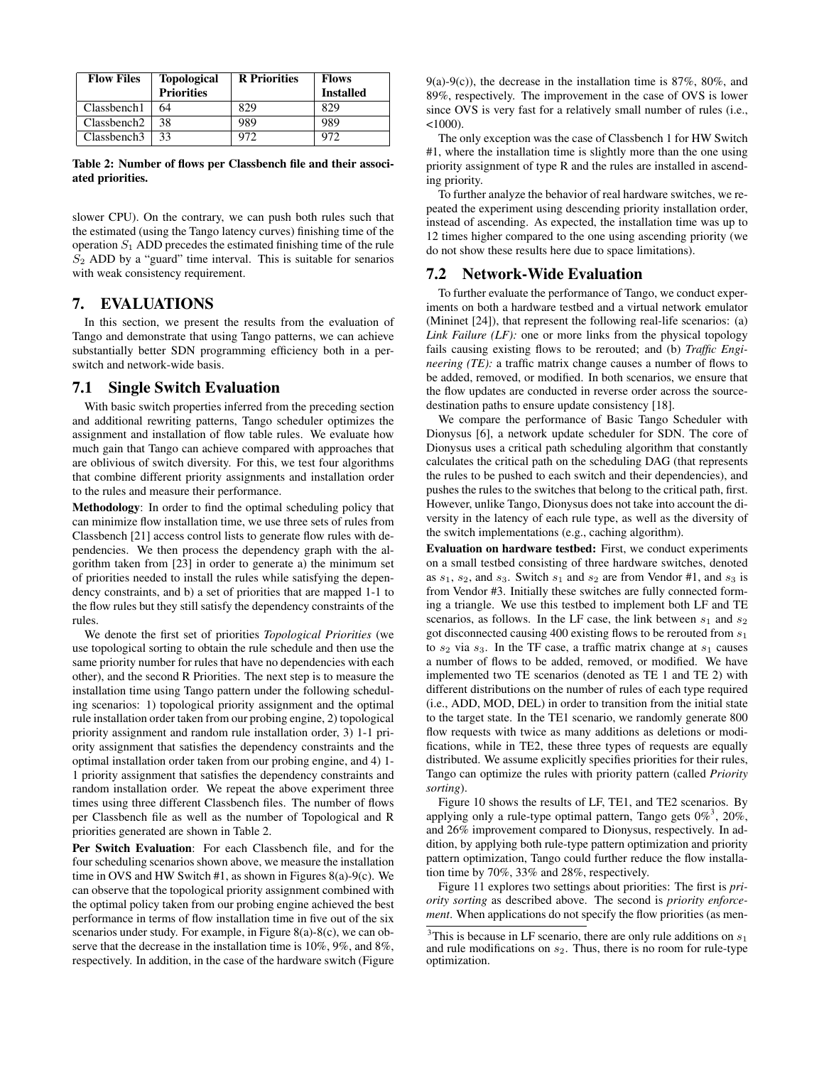| Flow Files | Topological Priorities | R Priorities | Flows Installed |
|---|---|---|---|
| Classbench1 | 64 | 829 | 829 |
| Classbench2 | 38 | 989 | 989 |
| Classbench3 | 33 | 972 | 972 |

**Table 2: Number of flows per Classbench file and their associated priorities.**

slower CPU). On the contrary, we can push both rules such that the estimated (using the Tango latency curves) finishing time of the operation $S_1$ ADD precedes the estimated finishing time of the rule $S_2$ ADD by a "guard" time interval. This is suitable for senarios with weak consistency requirement.

# 7. EVALUATIONS

In this section, we present the results from the evaluation of Tango and demonstrate that using Tango patterns, we can achieve substantially better SDN programming efficiency both in a per-switch and network-wide basis.

## 7.1 Single Switch Evaluation

With basic switch properties inferred from the preceding section and additional rewriting patterns, Tango scheduler optimizes the assignment and installation of flow table rules. We evaluate how much gain that Tango can achieve compared with approaches that are oblivious of switch diversity. For this, we test four algorithms that combine different priority assignments and installation order to the rules and measure their performance.

**Methodology**: In order to find the optimal scheduling policy that can minimize flow installation time, we use three sets of rules from Classbench [21] access control lists to generate flow rules with dependencies. We then process the dependency graph with the algorithm taken from [23] in order to generate a) the minimum set of priorities needed to install the rules while satisfying the dependency constraints, and b) a set of priorities that are mapped 1-1 to the flow rules but they still satisfy the dependency constraints of the rules.

We denote the first set of priorities *Topological Priorities* (we use topological sorting to obtain the rule schedule and then use the same priority number for rules that have no dependencies with each other), and the second R Priorities. The next step is to measure the installation time using Tango pattern under the following scheduling scenarios: 1) topological priority assignment and the optimal rule installation order taken from our probing engine, 2) topological priority assignment and random rule installation order, 3) 1-1 priority assignment that satisfies the dependency constraints and the optimal installation order taken from our probing engine, and 4) 1-1 priority assignment that satisfies the dependency constraints and random installation order. We repeat the above experiment three times using three different Classbench files. The number of flows per Classbench file as well as the number of Topological and R priorities generated are shown in Table 2.

**Per Switch Evaluation**: For each Classbench file, and for the four scheduling scenarios shown above, we measure the installation time in OVS and HW Switch #1, as shown in Figures 8(a)-9(c). We can observe that the topological priority assignment combined with the optimal policy taken from our probing engine achieved the best performance in terms of flow installation time in five out of the six scenarios under study. For example, in Figure 8(a)-8(c), we can observe that the decrease in the installation time is 10%, 9%, and 8%, respectively. In addition, in the case of the hardware switch (Figure 9(a)-9(c)), the decrease in the installation time is 87%, 80%, and 89%, respectively. The improvement in the case of OVS is lower since OVS is very fast for a relatively small number of rules (i.e., <1000).

The only exception was the case of Classbench 1 for HW Switch #1, where the installation time is slightly more than the one using priority assignment of type R and the rules are installed in ascending priority.

To further analyze the behavior of real hardware switches, we repeated the experiment using descending priority installation order, instead of ascending. As expected, the installation time was up to 12 times higher compared to the one using ascending priority (we do not show these results here due to space limitations).

## 7.2 Network-Wide Evaluation

To further evaluate the performance of Tango, we conduct experiments on both a hardware testbed and a virtual network emulator (Mininet [24]), that represent the following real-life scenarios: (a) *Link Failure (LF):* one or more links from the physical topology fails causing existing flows to be rerouted; and (b) *Traffic Engineering (TE):* a traffic matrix change causes a number of flows to be added, removed, or modified. In both scenarios, we ensure that the flow updates are conducted in reverse order across the source-destination paths to ensure update consistency [18].

We compare the performance of Basic Tango Scheduler with Dionysus [6], a network update scheduler for SDN. The core of Dionysus uses a critical path scheduling algorithm that constantly calculates the critical path on the scheduling DAG (that represents the rules to be pushed to each switch and their dependencies), and pushes the rules to the switches that belong to the critical path, first. However, unlike Tango, Dionysus does not take into account the diversity in the latency of each rule type, as well as the diversity of the switch implementations (e.g., caching algorithm).

**Evaluation on hardware testbed:** First, we conduct experiments on a small testbed consisting of three hardware switches, denoted as $s_1$, $s_2$, and $s_3$. Switch $s_1$ and $s_2$ are from Vendor #1, and $s_3$ is from Vendor #3. Initially these switches are fully connected forming a triangle. We use this testbed to implement both LF and TE scenarios, as follows. In the LF case, the link between $s_1$ and $s_2$ got disconnected causing 400 existing flows to be rerouted from $s_1$ to $s_2$ via $s_3$. In the TF case, a traffic matrix change at $s_1$ causes a number of flows to be added, removed, or modified. We have implemented two TE scenarios (denoted as TE 1 and TE 2) with different distributions on the number of rules of each type required (i.e., ADD, MOD, DEL) in order to transition from the initial state to the target state. In the TE1 scenario, we randomly generate 800 flow requests with twice as many additions as deletions or modifications, while in TE2, these three types of requests are equally distributed. We assume explicitly specifies priorities for their rules, Tango can optimize the rules with priority pattern (called *Priority sorting*).

Figure 10 shows the results of LF, TE1, and TE2 scenarios. By applying only a rule-type optimal pattern, Tango gets 0%[3], 20%, and 26% improvement compared to Dionysus, respectively. In addition, by applying both rule-type pattern optimization and priority pattern optimization, Tango could further reduce the flow installation time by 70%, 33% and 28%, respectively.

Figure 11 explores two settings about priorities: The first is *priority sorting* as described above. The second is *priority enforcement*. When applications do not specify the flow priorities (as men-

[3] This is because in LF scenario, there are only rule additions on $s_1$ and rule modifications on $s_2$. Thus, there is no room for rule-type optimization.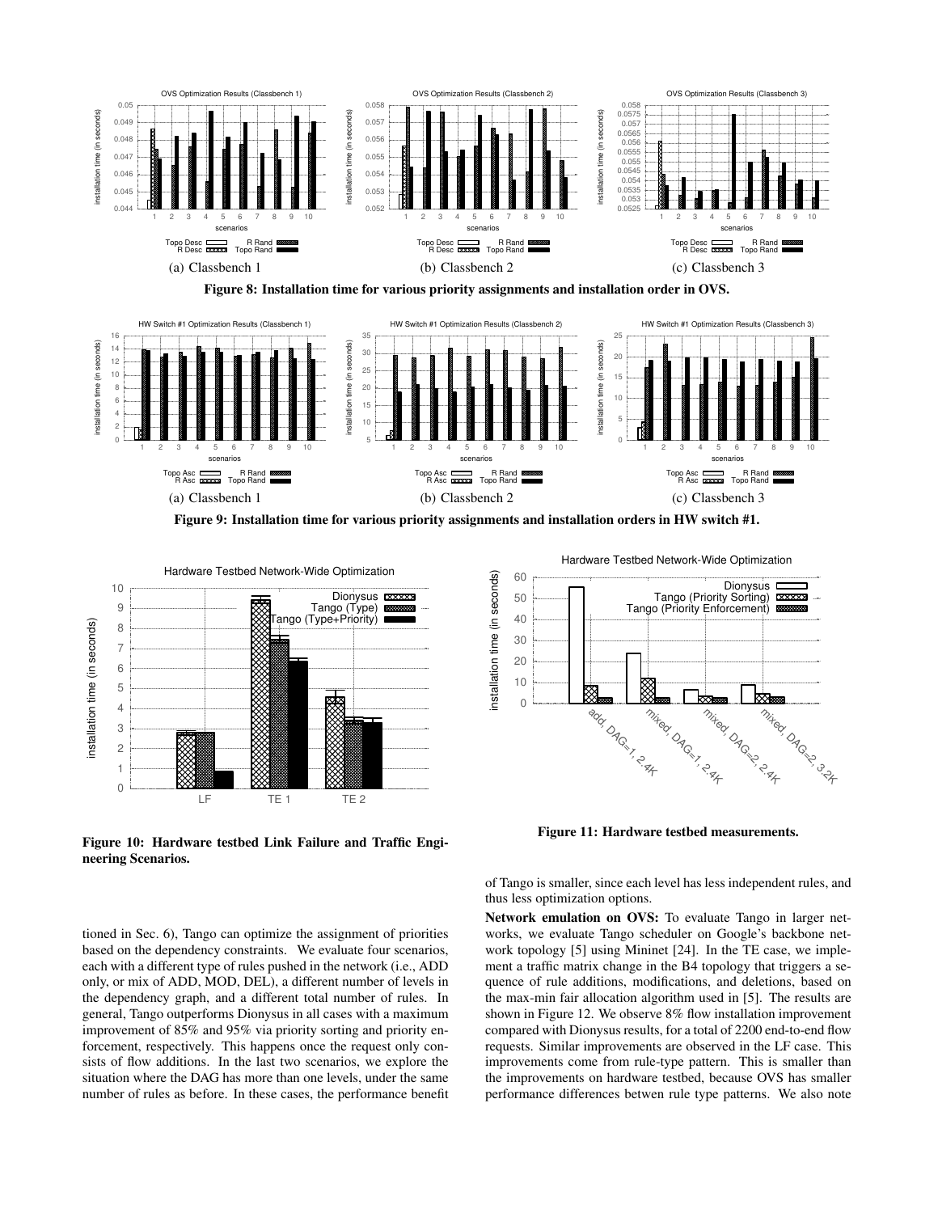(a) Classbench 1

(b) Classbench 2

(c) Classbench 3

**Figure 8: Installation time for various priority assignments and installation order in OVS.**

(a) Classbench 1

(b) Classbench 2

(c) Classbench 3

**Figure 9: Installation time for various priority assignments and installation orders in HW switch #1.**

**Figure 10: Hardware testbed Link Failure and Traffic Engineering Scenarios.**

**Figure 11: Hardware testbed measurements.**

tioned in Sec. 6), Tango can optimize the assignment of priorities based on the dependency constraints. We evaluate four scenarios, each with a different type of rules pushed in the network (i.e., ADD only, or mix of ADD, MOD, DEL), a different number of levels in the dependency graph, and a different total number of rules. In general, Tango outperforms Dionysus in all cases with a maximum improvement of 85% and 95% via priority sorting and priority enforcement, respectively. This happens once the request only consists of flow additions. In the last two scenarios, we explore the situation where the DAG has more than one levels, under the same number of rules as before. In these cases, the performance benefit of Tango is smaller, since each level has less independent rules, and thus less optimization options.

**Network emulation on OVS:** To evaluate Tango in larger networks, we evaluate Tango scheduler on Google's backbone network topology [5] using Mininet [24]. In the TE case, we implement a traffic matrix change in the B4 topology that triggers a sequence of rule additions, modifications, and deletions, based on the max-min fair allocation algorithm used in [5]. The results are shown in Figure 12. We observe 8% flow installation improvement compared with Dionysus results, for a total of 2200 end-to-end flow requests. Similar improvements are observed in the LF case. This improvements come from rule-type pattern. This is smaller than the improvements on hardware testbed, because OVS has smaller performance differences betwen rule type patterns. We also note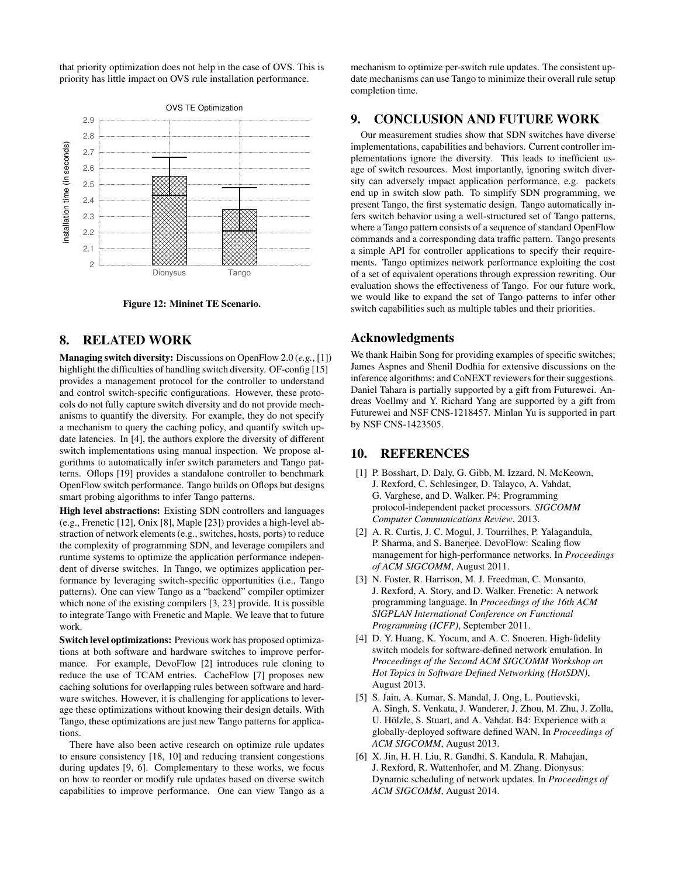that priority optimization does not help in the case of OVS. This is priority has little impact on OVS rule installation performance.

Figure 12: Mininet TE Scenario.

## 8. RELATED WORK

**Managing switch diversity:** Discussions on OpenFlow 2.0 (*e.g.*, [1]) highlight the difficulties of handling switch diversity. OF-config [15] provides a management protocol for the controller to understand and control switch-specific configurations. However, these protocols do not fully capture switch diversity and do not provide mechanisms to quantify the diversity. For example, they do not specify a mechanism to query the caching policy, and quantify switch update latencies. In [4], the authors explore the diversity of different switch implementations using manual inspection. We propose algorithms to automatically infer switch parameters and Tango patterns. Oflops [19] provides a standalone controller to benchmark OpenFlow switch performance. Tango builds on Oflops but designs smart probing algorithms to infer Tango patterns.

**High level abstractions:** Existing SDN controllers and languages (e.g., Frenetic [12], Onix [8], Maple [23]) provides a high-level abstraction of network elements (e.g., switches, hosts, ports) to reduce the complexity of programming SDN, and leverage compilers and runtime systems to optimize the application performance independent of diverse switches. In Tango, we optimizes application performance by leveraging switch-specific opportunities (i.e., Tango patterns). One can view Tango as a "backend" compiler optimizer which none of the existing compilers [3, 23] provide. It is possible to integrate Tango with Frenetic and Maple. We leave that to future work.

**Switch level optimizations:** Previous work has proposed optimizations at both software and hardware switches to improve performance. For example, DevoFlow [2] introduces rule cloning to reduce the use of TCAM entries. CacheFlow [7] proposes new caching solutions for overlapping rules between software and hardware switches. However, it is challenging for applications to leverage these optimizations without knowing their design details. With Tango, these optimizations are just new Tango patterns for applications.

There have also been active research on optimize rule updates to ensure consistency [18, 10] and reducing transient congestions during updates [9, 6]. Complementary to these works, we focus on how to reorder or modify rule updates based on diverse switch capabilities to improve performance. One can view Tango as a mechanism to optimize per-switch rule updates. The consistent update mechanisms can use Tango to minimize their overall rule setup completion time.

## 9. CONCLUSION AND FUTURE WORK

Our measurement studies show that SDN switches have diverse implementations, capabilities and behaviors. Current controller implementations ignore the diversity. This leads to inefficient usage of switch resources. Most importantly, ignoring switch diversity can adversely impact application performance, e.g. packets end up in switch slow path. To simplify SDN programming, we present Tango, the first systematic design. Tango automatically infers switch behavior using a well-structured set of Tango patterns, where a Tango pattern consists of a sequence of standard OpenFlow commands and a corresponding data traffic pattern. Tango presents a simple API for controller applications to specify their requirements. Tango optimizes network performance exploiting the cost of a set of equivalent operations through expression rewriting. Our evaluation shows the effectiveness of Tango. For our future work, we would like to expand the set of Tango patterns to infer other switch capabilities such as multiple tables and their priorities.

## Acknowledgments

We thank Haibin Song for providing examples of specific switches; James Aspnes and Shenil Dodhia for extensive discussions on the inference algorithms; and CoNEXT reviewers for their suggestions. Daniel Tahara is partially supported by a gift from Futurewei. Andreas Voellmy and Y. Richard Yang are supported by a gift from Futurewei and NSF CNS-1218457. Minlan Yu is supported in part by NSF CNS-1423505.

## 10. REFERENCES

[1] P. Bosshart, D. Daly, G. Gibb, M. Izzard, N. McKeown, J. Rexford, C. Schlesinger, D. Talayco, A. Vahdat, G. Varghese, and D. Walker. P4: Programming protocol-independent packet processors. *SIGCOMM Computer Communications Review*, 2013.

[2] A. R. Curtis, J. C. Mogul, J. Tourrilhes, P. Yalagandula, P. Sharma, and S. Banerjee. DevoFlow: Scaling flow management for high-performance networks. In *Proceedings of ACM SIGCOMM*, August 2011.

[3] N. Foster, R. Harrison, M. J. Freedman, C. Monsanto, J. Rexford, A. Story, and D. Walker. Frenetic: A network programming language. In *Proceedings of the 16th ACM SIGPLAN International Conference on Functional Programming (ICFP)*, September 2011.

[4] D. Y. Huang, K. Yocum, and A. C. Snoeren. High-fidelity switch models for software-defined network emulation. In *Proceedings of the Second ACM SIGCOMM Workshop on Hot Topics in Software Defined Networking (HotSDN)*, August 2013.

[5] S. Jain, A. Kumar, S. Mandal, J. Ong, L. Poutievski, A. Singh, S. Venkata, J. Wanderer, J. Zhou, M. Zhu, J. Zolla, U. Hölzle, S. Stuart, and A. Vahdat. B4: Experience with a globally-deployed software defined WAN. In *Proceedings of ACM SIGCOMM*, August 2013.

[6] X. Jin, H. H. Liu, R. Gandhi, S. Kandula, R. Mahajan, J. Rexford, R. Wattenhofer, and M. Zhang. Dionysus: Dynamic scheduling of network updates. In *Proceedings of ACM SIGCOMM*, August 2014.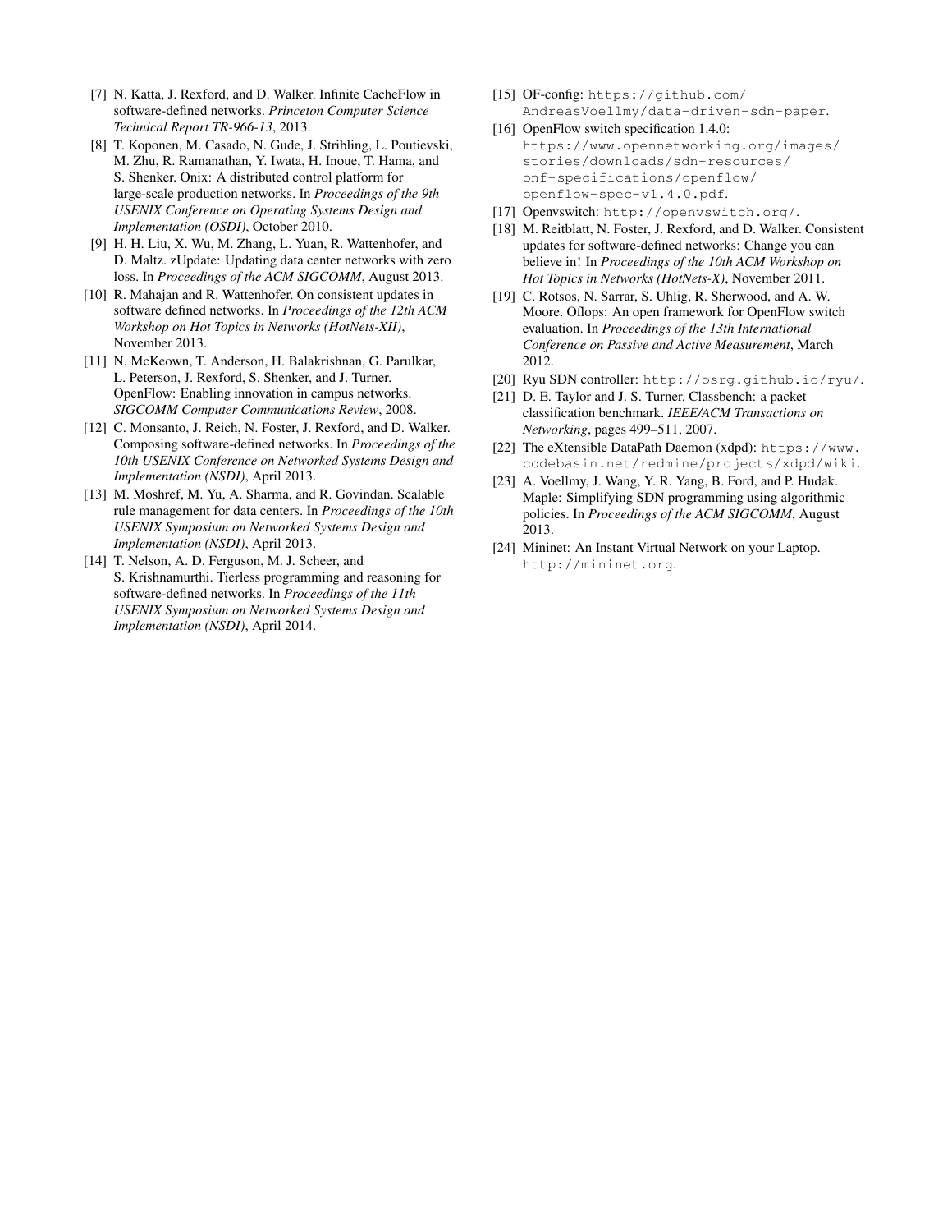[7] N. Katta, J. Rexford, and D. Walker. Infinite CacheFlow in software-defined networks. *Princeton Computer Science Technical Report TR-966-13*, 2013.

[8] T. Koponen, M. Casado, N. Gude, J. Stribling, L. Poutievski, M. Zhu, R. Ramanathan, Y. Iwata, H. Inoue, T. Hama, and S. Shenker. Onix: A distributed control platform for large-scale production networks. In *Proceedings of the 9th USENIX Conference on Operating Systems Design and Implementation (OSDI)*, October 2010.

[9] H. H. Liu, X. Wu, M. Zhang, L. Yuan, R. Wattenhofer, and D. Maltz. zUpdate: Updating data center networks with zero loss. In *Proceedings of the ACM SIGCOMM*, August 2013.

[10] R. Mahajan and R. Wattenhofer. On consistent updates in software defined networks. In *Proceedings of the 12th ACM Workshop on Hot Topics in Networks (HotNets-XII)*, November 2013.

[11] N. McKeown, T. Anderson, H. Balakrishnan, G. Parulkar, L. Peterson, J. Rexford, S. Shenker, and J. Turner. OpenFlow: Enabling innovation in campus networks. *SIGCOMM Computer Communications Review*, 2008.

[12] C. Monsanto, J. Reich, N. Foster, J. Rexford, and D. Walker. Composing software-defined networks. In *Proceedings of the 10th USENIX Conference on Networked Systems Design and Implementation (NSDI)*, April 2013.

[13] M. Moshref, M. Yu, A. Sharma, and R. Govindan. Scalable rule management for data centers. In *Proceedings of the 10th USENIX Symposium on Networked Systems Design and Implementation (NSDI)*, April 2013.

[14] T. Nelson, A. D. Ferguson, M. J. Scheer, and S. Krishnamurthi. Tierless programming and reasoning for software-defined networks. In *Proceedings of the 11th USENIX Symposium on Networked Systems Design and Implementation (NSDI)*, April 2014.

[15] OF-config: `https://github.com/AndreasVoellmy/data-driven-sdn-paper`.

[16] OpenFlow switch specification 1.4.0: `https://www.opennetworking.org/images/stories/downloads/sdn-resources/onf-specifications/openflow/openflow-spec-v1.4.0.pdf`.

[17] Openvswitch: `http://openvswitch.org/`.

[18] M. Reitblatt, N. Foster, J. Rexford, and D. Walker. Consistent updates for software-defined networks: Change you can believe in! In *Proceedings of the 10th ACM Workshop on Hot Topics in Networks (HotNets-X)*, November 2011.

[19] C. Rotsos, N. Sarrar, S. Uhlig, R. Sherwood, and A. W. Moore. Oflops: An open framework for OpenFlow switch evaluation. In *Proceedings of the 13th International Conference on Passive and Active Measurement*, March 2012.

[20] Ryu SDN controller: `http://osrg.github.io/ryu/`.

[21] D. E. Taylor and J. S. Turner. Classbench: a packet classification benchmark. *IEEE/ACM Transactions on Networking*, pages 499–511, 2007.

[22] The eXtensible DataPath Daemon (xdpd): `https://www.codebasin.net/redmine/projects/xdpd/wiki`.

[23] A. Voellmy, J. Wang, Y. R. Yang, B. Ford, and P. Hudak. Maple: Simplifying SDN programming using algorithmic policies. In *Proceedings of the ACM SIGCOMM*, August 2013.

[24] Mininet: An Instant Virtual Network on your Laptop. `http://mininet.org`.